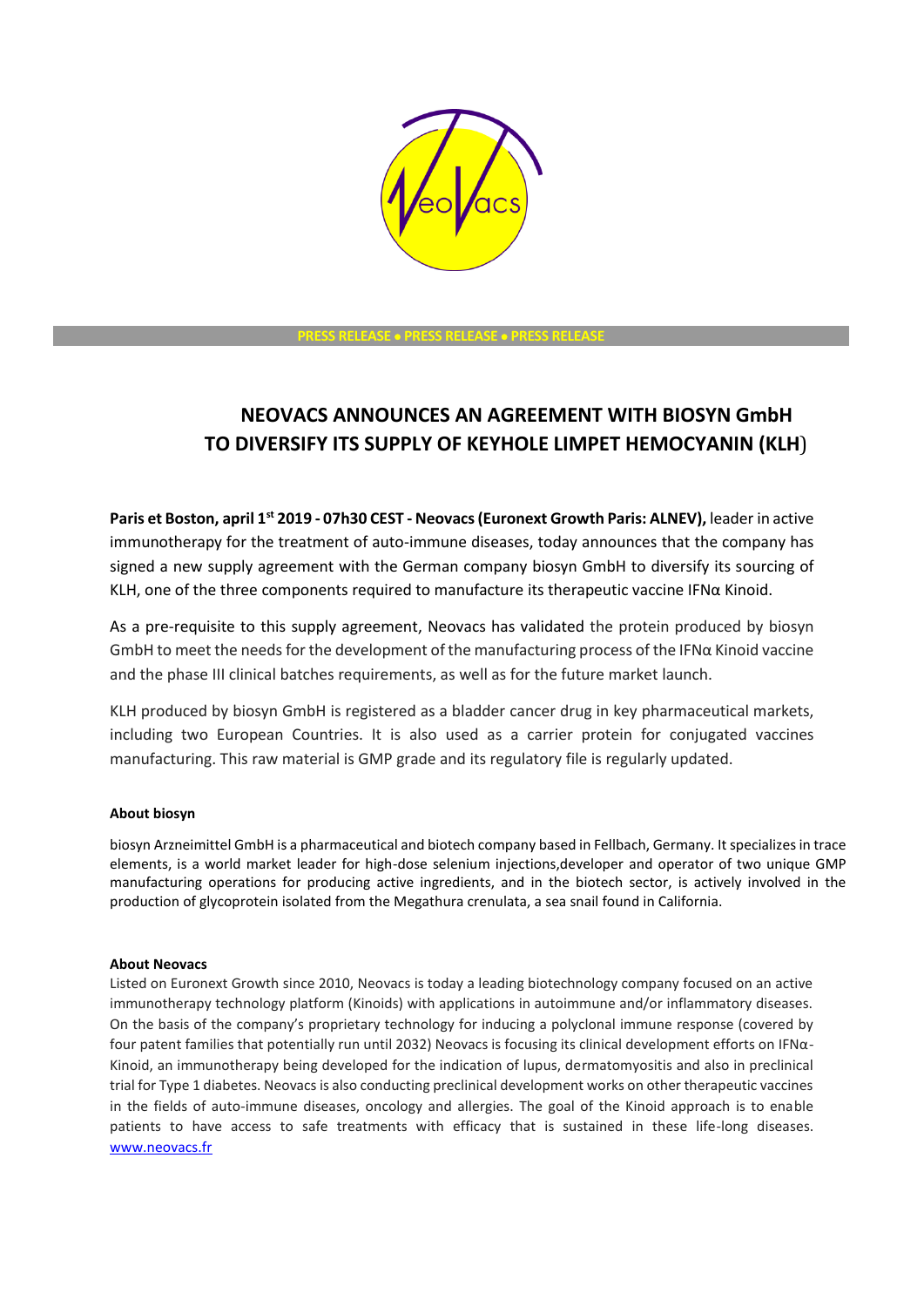PRESS RELEASE • PRESS RELEASE • PRESS RELEASE

# NEOVACS ANNOUNCES AN AGREEMENT WITH BIOSYN GmbH TO DIVERSIFY ITS SUPPLY OF KEYHOLE LIMPET HEMOCYANIN (KLH)

**Paris et Boston, april 1st 2019 - 07h30 CEST - Neovacs (Euronext Growth Paris: ALNEV),** leader in active immunotherapy for the treatment of auto-immune diseases, today announces that the company has signed a new supply agreement with the German company biosyn GmbH to diversify its sourcing of KLH, one of the three components required to manufacture its therapeutic vaccine IFNα Kinoid.

As a pre-requisite to this supply agreement, Neovacs has validated the protein produced by biosyn GmbH to meet the needs for the development of the manufacturing process of the IFNα Kinoid vaccine and the phase III clinical batches requirements, as well as for the future market launch.

KLH produced by biosyn GmbH is registered as a bladder cancer drug in key pharmaceutical markets, including two European Countries. It is also used as a carrier protein for conjugated vaccines manufacturing. This raw material is GMP grade and its regulatory file is regularly updated.

**About biosyn**

biosyn Arzneimittel GmbH is a pharmaceutical and biotech company based in Fellbach, Germany. It specializes in trace elements, is a world market leader for high-dose selenium injections,developer and operator of two unique GMP manufacturing operations for producing active ingredients, and in the biotech sector, is actively involved in the production of glycoprotein isolated from the Megathura crenulata, a sea snail found in California.

**About Neovacs**

Listed on Euronext Growth since 2010, Neovacs is today a leading biotechnology company focused on an active immunotherapy technology platform (Kinoids) with applications in autoimmune and/or inflammatory diseases. On the basis of the company's proprietary technology for inducing a polyclonal immune response (covered by four patent families that potentially run until 2032) Neovacs is focusing its clinical development efforts on IFNα-Kinoid, an immunotherapy being developed for the indication of lupus, dermatomyositis and also in preclinical trial for Type 1 diabetes. Neovacs is also conducting preclinical development works on other therapeutic vaccines in the fields of auto-immune diseases, oncology and allergies. The goal of the Kinoid approach is to enable patients to have access to safe treatments with efficacy that is sustained in these life-long diseases. [www.neovacs.fr](www.neovacs.fr)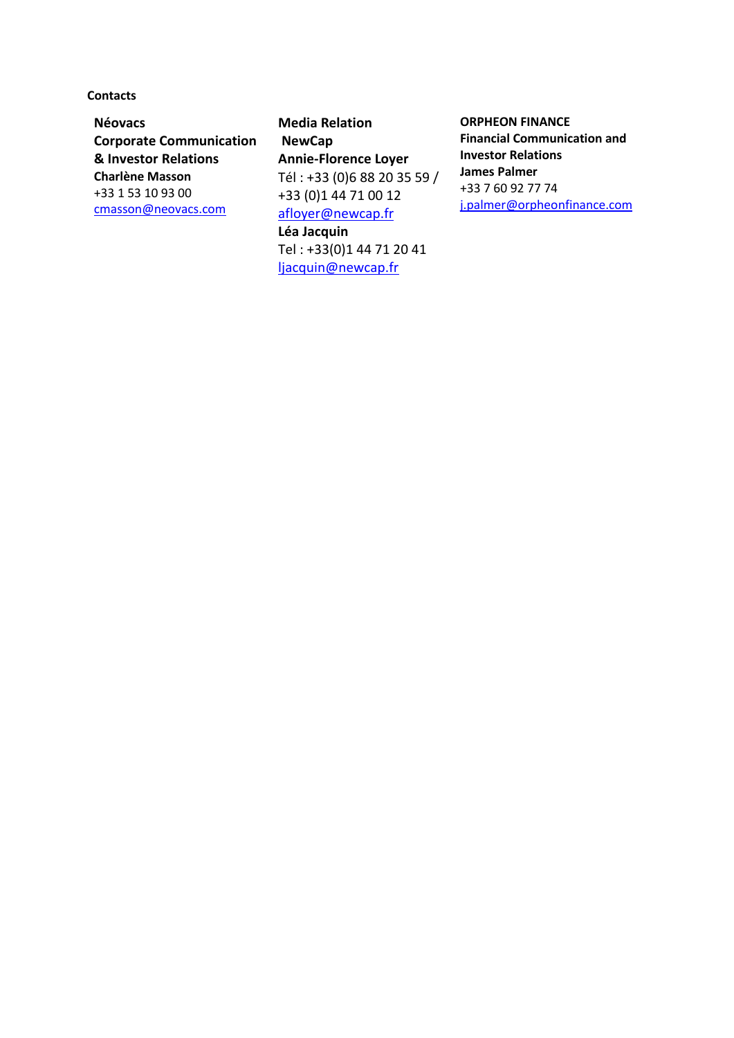**Contacts**

**Néovacs**
**Corporate Communication & Investor Relations**
**Charlène Masson**
+33 1 53 10 93 00
cmasson@neovacs.com

**Media Relation**
**NewCap**
**Annie-Florence Loyer**
Tél : +33 (0)6 88 20 35 59 / +33 (0)1 44 71 00 12
afloyer@newcap.fr
**Léa Jacquin**
Tel : +33(0)1 44 71 20 41
ljacquin@newcap.fr

**ORPHEON FINANCE**
**Financial Communication and Investor Relations**
**James Palmer**
+33 7 60 92 77 74
j.palmer@orpheonfinance.com